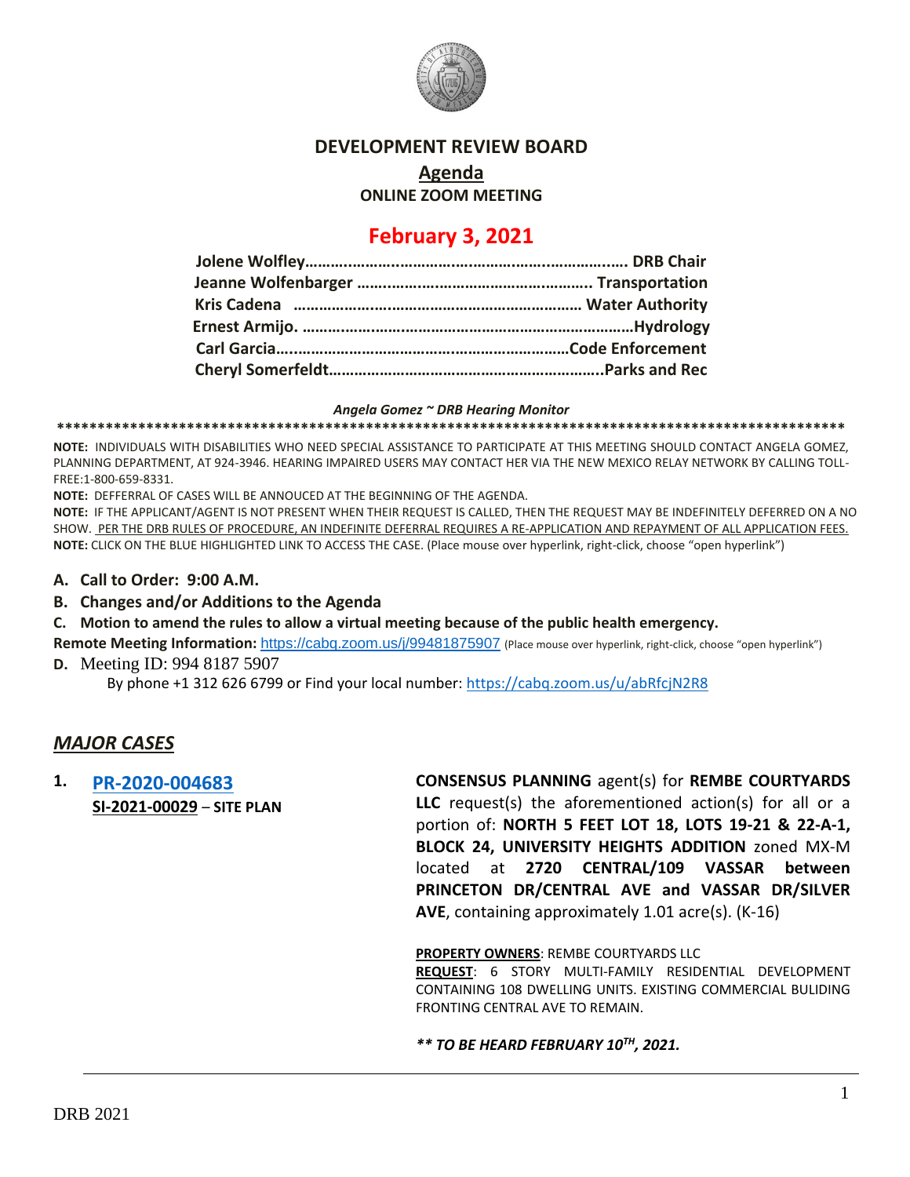# DEVELOPMENT REVIEW BOARD

## Agenda

**ONLINE ZOOM MEETING**

## February 3, 2021

**Jolene Wolfley……………………………………………………………. DRB Chair**
**Jeanne Wolfenbarger ……………………………………………. Transportation**
**Kris Cadena ………………………………………………………… Water Authority**
**Ernest Armijo. …………………………………………………………………Hydrology**
**Carl Garcia……………………………………………………………Code Enforcement**
**Cheryl Somerfeldt……………………………………………………….Parks and Rec**

***Angela Gomez ~ DRB Hearing Monitor***

****************************************************************************************************

**NOTE:** INDIVIDUALS WITH DISABILITIES WHO NEED SPECIAL ASSISTANCE TO PARTICIPATE AT THIS MEETING SHOULD CONTACT ANGELA GOMEZ, PLANNING DEPARTMENT, AT 924-3946. HEARING IMPAIRED USERS MAY CONTACT HER VIA THE NEW MEXICO RELAY NETWORK BY CALLING TOLL-FREE:1-800-659-8331.

**NOTE:** DEFFERRAL OF CASES WILL BE ANNOUCED AT THE BEGINNING OF THE AGENDA.

**NOTE:** IF THE APPLICANT/AGENT IS NOT PRESENT WHEN THEIR REQUEST IS CALLED, THEN THE REQUEST MAY BE INDEFINITELY DEFERRED ON A NO SHOW. PER THE DRB RULES OF PROCEDURE, AN INDEFINITE DEFERRAL REQUIRES A RE-APPLICATION AND REPAYMENT OF ALL APPLICATION FEES.

**NOTE:** CLICK ON THE BLUE HIGHLIGHTED LINK TO ACCESS THE CASE. (Place mouse over hyperlink, right-click, choose "open hyperlink")

**A. Call to Order: 9:00 A.M.**

**B. Changes and/or Additions to the Agenda**

**C. Motion to amend the rules to allow a virtual meeting because of the public health emergency.**

**Remote Meeting Information:** https://cabq.zoom.us/j/99481875907 (Place mouse over hyperlink, right-click, choose "open hyperlink")

**D.** Meeting ID: 994 8187 5907

By phone +1 312 626 6799 or Find your local number: https://cabq.zoom.us/u/abRfcjN2R8

## *MAJOR CASES*

**1. PR-2020-004683**
**SI-2021-00029 – SITE PLAN**

**CONSENSUS PLANNING** agent(s) for **REMBE COURTYARDS LLC** request(s) the aforementioned action(s) for all or a portion of: **NORTH 5 FEET LOT 18, LOTS 19-21 & 22-A-1, BLOCK 24, UNIVERSITY HEIGHTS ADDITION** zoned MX-M located at **2720 CENTRAL/109 VASSAR between PRINCETON DR/CENTRAL AVE and VASSAR DR/SILVER AVE**, containing approximately 1.01 acre(s). (K-16)

**PROPERTY OWNERS**: REMBE COURTYARDS LLC

**REQUEST**: 6 STORY MULTI-FAMILY RESIDENTIAL DEVELOPMENT CONTAINING 108 DWELLING UNITS. EXISTING COMMERCIAL BULIDING FRONTING CENTRAL AVE TO REMAIN.

***\*\* TO BE HEARD FEBRUARY 10TH, 2021.***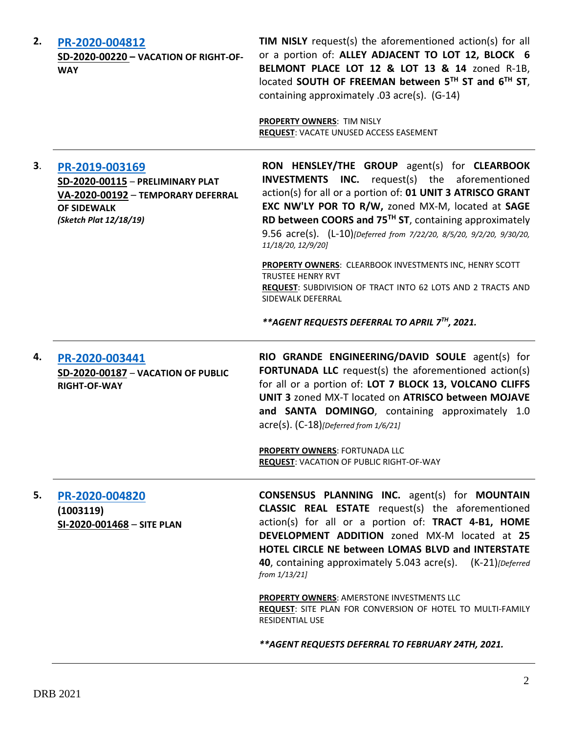| | | |
|---|---|---|
| **2.** | **PR-2020-004812**<br>**SD-2020-00220 – VACATION OF RIGHT-OF-WAY** | **TIM NISLY** request(s) the aforementioned action(s) for all or a portion of: **ALLEY ADJACENT TO LOT 12, BLOCK 6 BELMONT PLACE LOT 12 & LOT 13 & 14** zoned R-1B, located **SOUTH OF FREEMAN between 5TH ST and 6TH ST**, containing approximately .03 acre(s). (G-14)<br><br>**PROPERTY OWNERS**: TIM NISLY<br>**REQUEST**: VACATE UNUSED ACCESS EASEMENT |
| **3.** | **PR-2019-003169**<br>**SD-2020-00115 – PRELIMINARY PLAT**<br>**VA-2020-00192 – TEMPORARY DEFERRAL OF SIDEWALK**<br>***(Sketch Plat 12/18/19)*** | **RON HENSLEY/THE GROUP** agent(s) for **CLEARBOOK INVESTMENTS INC.** request(s) the aforementioned action(s) for all or a portion of: **01 UNIT 3 ATRISCO GRANT EXC NW'LY POR TO R/W,** zoned MX-M, located at **SAGE RD between COORS and 75TH ST**, containing approximately 9.56 acre(s). (L-10)*[Deferred from 7/22/20, 8/5/20, 9/2/20, 9/30/20, 11/18/20, 12/9/20]*<br><br>**PROPERTY OWNERS**: CLEARBOOK INVESTMENTS INC, HENRY SCOTT TRUSTEE HENRY RVT<br>**REQUEST**: SUBDIVISION OF TRACT INTO 62 LOTS AND 2 TRACTS AND SIDEWALK DEFERRAL<br><br>***\*\*AGENT REQUESTS DEFERRAL TO APRIL 7TH, 2021.*** |
| **4.** | **PR-2020-003441**<br>**SD-2020-00187 – VACATION OF PUBLIC RIGHT-OF-WAY** | **RIO GRANDE ENGINEERING/DAVID SOULE** agent(s) for **FORTUNADA LLC** request(s) the aforementioned action(s) for all or a portion of: **LOT 7 BLOCK 13, VOLCANO CLIFFS UNIT 3** zoned MX-T located on **ATRISCO between MOJAVE and SANTA DOMINGO**, containing approximately 1.0 acre(s). (C-18)*[Deferred from 1/6/21]*<br><br>**PROPERTY OWNERS**: FORTUNADA LLC<br>**REQUEST**: VACATION OF PUBLIC RIGHT-OF-WAY |
| **5.** | **PR-2020-004820**<br>**(1003119)**<br>**SI-2020-001468 – SITE PLAN** | **CONSENSUS PLANNING INC.** agent(s) for **MOUNTAIN CLASSIC REAL ESTATE** request(s) the aforementioned action(s) for all or a portion of: **TRACT 4-B1, HOME DEVELOPMENT ADDITION** zoned MX-M located at **25 HOTEL CIRCLE NE between LOMAS BLVD and INTERSTATE 40**, containing approximately 5.043 acre(s). (K-21)*[Deferred from 1/13/21]*<br><br>**PROPERTY OWNERS**: AMERSTONE INVESTMENTS LLC<br>**REQUEST**: SITE PLAN FOR CONVERSION OF HOTEL TO MULTI-FAMILY RESIDENTIAL USE<br><br>***\*\*AGENT REQUESTS DEFERRAL TO FEBRUARY 24TH, 2021.*** |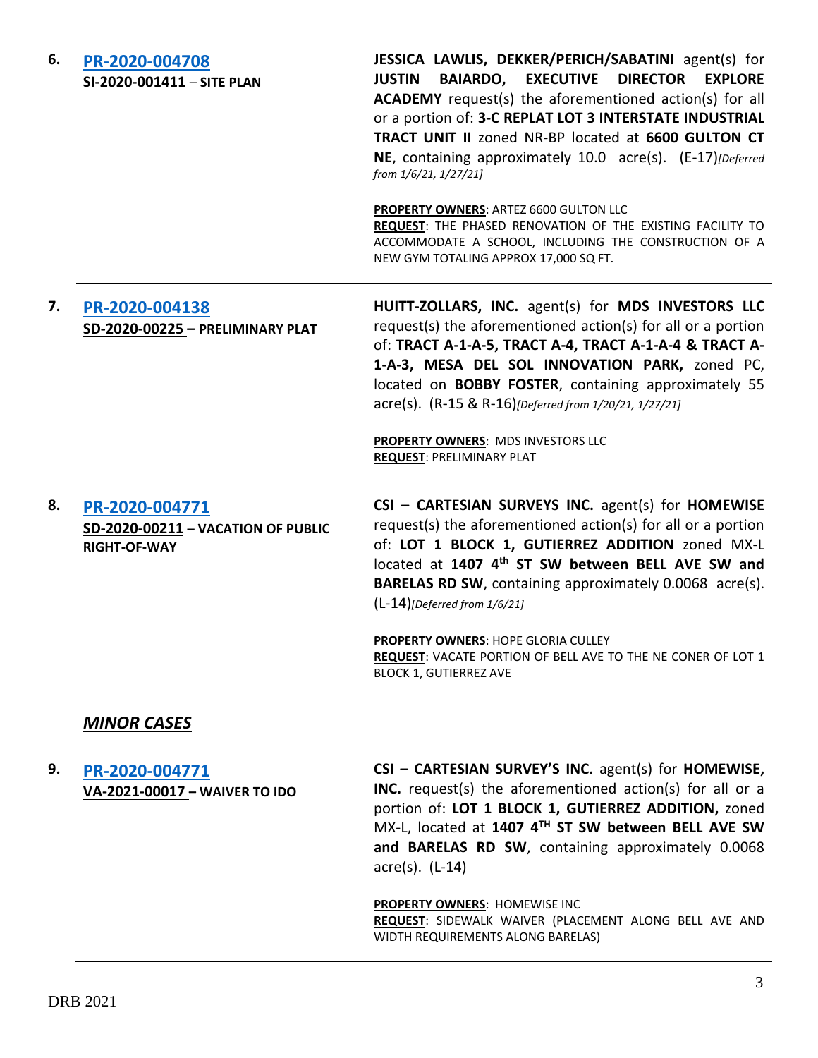**6.** **[PR-2020-004708](#)**
**SI-2020-001411 – SITE PLAN**

**JESSICA LAWLIS, DEKKER/PERICH/SABATINI** agent(s) for **JUSTIN BAIARDO, EXECUTIVE DIRECTOR EXPLORE ACADEMY** request(s) the aforementioned action(s) for all or a portion of: **3-C REPLAT LOT 3 INTERSTATE INDUSTRIAL TRACT UNIT II** zoned NR-BP located at **6600 GULTON CT NE**, containing approximately 10.0 acre(s). (E-17)*[Deferred from 1/6/21, 1/27/21]*

**PROPERTY OWNERS**: ARTEZ 6600 GULTON LLC
**REQUEST**: THE PHASED RENOVATION OF THE EXISTING FACILITY TO ACCOMMODATE A SCHOOL, INCLUDING THE CONSTRUCTION OF A NEW GYM TOTALING APPROX 17,000 SQ FT.

---

**7.** **[PR-2020-004138](#)**
**SD-2020-00225 – PRELIMINARY PLAT**

**HUITT-ZOLLARS, INC.** agent(s) for **MDS INVESTORS LLC** request(s) the aforementioned action(s) for all or a portion of: **TRACT A-1-A-5, TRACT A-4, TRACT A-1-A-4 & TRACT A-1-A-3, MESA DEL SOL INNOVATION PARK,** zoned PC, located on **BOBBY FOSTER**, containing approximately 55 acre(s). (R-15 & R-16)*[Deferred from 1/20/21, 1/27/21]*

**PROPERTY OWNERS**: MDS INVESTORS LLC
**REQUEST**: PRELIMINARY PLAT

---

**8.** **[PR-2020-004771](#)**
**SD-2020-00211 – VACATION OF PUBLIC RIGHT-OF-WAY**

**CSI – CARTESIAN SURVEYS INC.** agent(s) for **HOMEWISE** request(s) the aforementioned action(s) for all or a portion of: **LOT 1 BLOCK 1, GUTIERREZ ADDITION** zoned MX-L located at **1407 4th ST SW between BELL AVE SW and BARELAS RD SW**, containing approximately 0.0068 acre(s). (L-14)*[Deferred from 1/6/21]*

**PROPERTY OWNERS**: HOPE GLORIA CULLEY
**REQUEST**: VACATE PORTION OF BELL AVE TO THE NE CONER OF LOT 1 BLOCK 1, GUTIERREZ AVE

---

## *MINOR CASES*

---

**9.** **[PR-2020-004771](#)**
**VA-2021-00017 – WAIVER TO IDO**

**CSI – CARTESIAN SURVEY'S INC.** agent(s) for **HOMEWISE, INC.** request(s) the aforementioned action(s) for all or a portion of: **LOT 1 BLOCK 1, GUTIERREZ ADDITION,** zoned MX-L, located at **1407 4TH ST SW between BELL AVE SW and BARELAS RD SW**, containing approximately 0.0068 acre(s). (L-14)

**PROPERTY OWNERS**: HOMEWISE INC
**REQUEST**: SIDEWALK WAIVER (PLACEMENT ALONG BELL AVE AND WIDTH REQUIREMENTS ALONG BARELAS)

---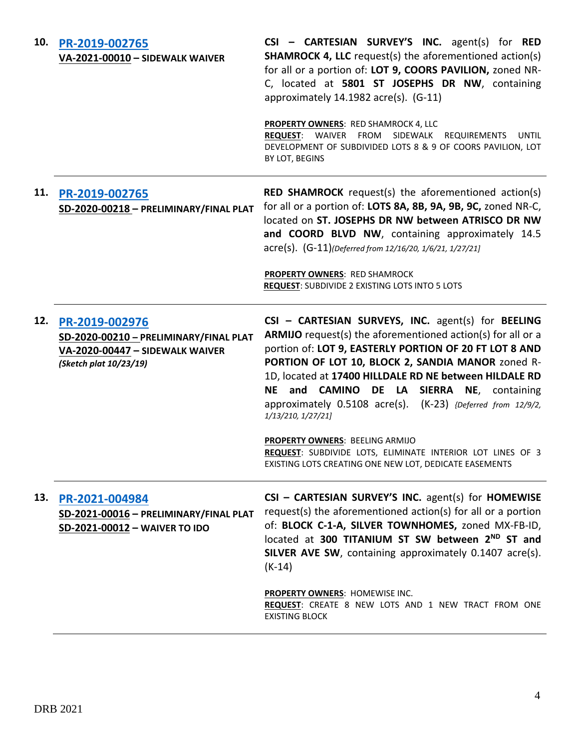**10. PR-2019-002765**
**VA-2021-00010 – SIDEWALK WAIVER**

**CSI – CARTESIAN SURVEY'S INC.** agent(s) for **RED SHAMROCK 4, LLC** request(s) the aforementioned action(s) for all or a portion of: **LOT 9, COORS PAVILION,** zoned NR-C, located at **5801 ST JOSEPHS DR NW**, containing approximately 14.1982 acre(s). (G-11)

**PROPERTY OWNERS**: RED SHAMROCK 4, LLC
**REQUEST**: WAIVER FROM SIDEWALK REQUIREMENTS UNTIL DEVELOPMENT OF SUBDIVIDED LOTS 8 & 9 OF COORS PAVILION, LOT BY LOT, BEGINS

---

**11. PR-2019-002765**
**SD-2020-00218 – PRELIMINARY/FINAL PLAT**

**RED SHAMROCK** request(s) the aforementioned action(s) for all or a portion of: **LOTS 8A, 8B, 9A, 9B, 9C,** zoned NR-C, located on **ST. JOSEPHS DR NW between ATRISCO DR NW and COORD BLVD NW**, containing approximately 14.5 acre(s). (G-11) *(Deferred from 12/16/20, 1/6/21, 1/27/21]*

**PROPERTY OWNERS**: RED SHAMROCK
**REQUEST**: SUBDIVIDE 2 EXISTING LOTS INTO 5 LOTS

---

**12. PR-2019-002976**
**SD-2020-00210 – PRELIMINARY/FINAL PLAT**
**VA-2020-00447 – SIDEWALK WAIVER**
***(Sketch plat 10/23/19)***

**CSI – CARTESIAN SURVEYS, INC.** agent(s) for **BEELING ARMIJO** request(s) the aforementioned action(s) for all or a portion of: **LOT 9, EASTERLY PORTION OF 20 FT LOT 8 AND PORTION OF LOT 10, BLOCK 2, SANDIA MANOR** zoned R-1D, located at **17400 HILLDALE RD NE between HILDALE RD NE and CAMINO DE LA SIERRA NE**, containing approximately 0.5108 acre(s). (K-23) *{Deferred from 12/9/2, 1/13/210, 1/27/21]*

**PROPERTY OWNERS**: BEELING ARMIJO
**REQUEST**: SUBDIVIDE LOTS, ELIMINATE INTERIOR LOT LINES OF 3 EXISTING LOTS CREATING ONE NEW LOT, DEDICATE EASEMENTS

---

**13. PR-2021-004984**
**SD-2021-00016 – PRELIMINARY/FINAL PLAT**
**SD-2021-00012 – WAIVER TO IDO**

**CSI – CARTESIAN SURVEY'S INC.** agent(s) for **HOMEWISE** request(s) the aforementioned action(s) for all or a portion of: **BLOCK C-1-A, SILVER TOWNHOMES,** zoned MX-FB-ID, located at **300 TITANIUM ST SW between 2ND ST and SILVER AVE SW**, containing approximately 0.1407 acre(s). (K-14)

**PROPERTY OWNERS**: HOMEWISE INC.
**REQUEST**: CREATE 8 NEW LOTS AND 1 NEW TRACT FROM ONE EXISTING BLOCK

---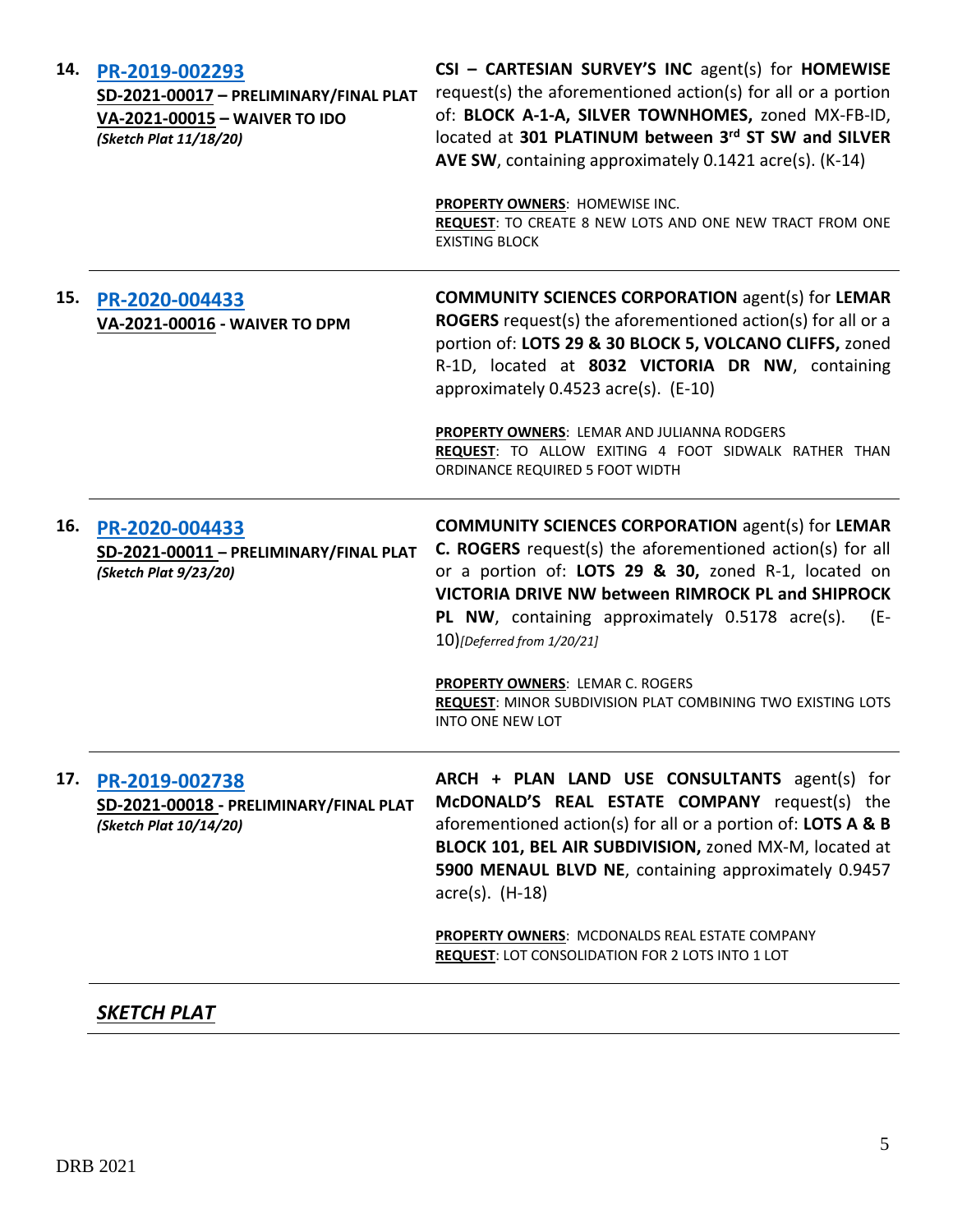**14.** **PR-2019-002293**
**SD-2021-00017 – PRELIMINARY/FINAL PLAT**
**VA-2021-00015 – WAIVER TO IDO**
***(Sketch Plat 11/18/20)***

**CSI – CARTESIAN SURVEY'S INC** agent(s) for **HOMEWISE** request(s) the aforementioned action(s) for all or a portion of: **BLOCK A-1-A, SILVER TOWNHOMES,** zoned MX-FB-ID, located at **301 PLATINUM between 3rd ST SW and SILVER AVE SW**, containing approximately 0.1421 acre(s). (K-14)

**PROPERTY OWNERS**: HOMEWISE INC.
**REQUEST**: TO CREATE 8 NEW LOTS AND ONE NEW TRACT FROM ONE EXISTING BLOCK

---

**15.** **PR-2020-004433**
**VA-2021-00016 - WAIVER TO DPM**

**COMMUNITY SCIENCES CORPORATION** agent(s) for **LEMAR ROGERS** request(s) the aforementioned action(s) for all or a portion of: **LOTS 29 & 30 BLOCK 5, VOLCANO CLIFFS,** zoned R-1D, located at **8032 VICTORIA DR NW**, containing approximately 0.4523 acre(s). (E-10)

**PROPERTY OWNERS**: LEMAR AND JULIANNA RODGERS
**REQUEST**: TO ALLOW EXITING 4 FOOT SIDWALK RATHER THAN ORDINANCE REQUIRED 5 FOOT WIDTH

---

**16.** **PR-2020-004433**
**SD-2021-00011 – PRELIMINARY/FINAL PLAT**
***(Sketch Plat 9/23/20)***

**COMMUNITY SCIENCES CORPORATION** agent(s) for **LEMAR C. ROGERS** request(s) the aforementioned action(s) for all or a portion of: **LOTS 29 & 30,** zoned R-1, located on **VICTORIA DRIVE NW between RIMROCK PL and SHIPROCK PL NW**, containing approximately 0.5178 acre(s). (E-10)*[Deferred from 1/20/21]*

**PROPERTY OWNERS**: LEMAR C. ROGERS
**REQUEST**: MINOR SUBDIVISION PLAT COMBINING TWO EXISTING LOTS INTO ONE NEW LOT

---

**17.** **PR-2019-002738**
**SD-2021-00018 - PRELIMINARY/FINAL PLAT**
***(Sketch Plat 10/14/20)***

**ARCH + PLAN LAND USE CONSULTANTS** agent(s) for **McDONALD'S REAL ESTATE COMPANY** request(s) the aforementioned action(s) for all or a portion of: **LOTS A & B BLOCK 101, BEL AIR SUBDIVISION,** zoned MX-M, located at **5900 MENAUL BLVD NE**, containing approximately 0.9457 acre(s). (H-18)

**PROPERTY OWNERS**: MCDONALDS REAL ESTATE COMPANY
**REQUEST**: LOT CONSOLIDATION FOR 2 LOTS INTO 1 LOT

---

## ***SKETCH PLAT***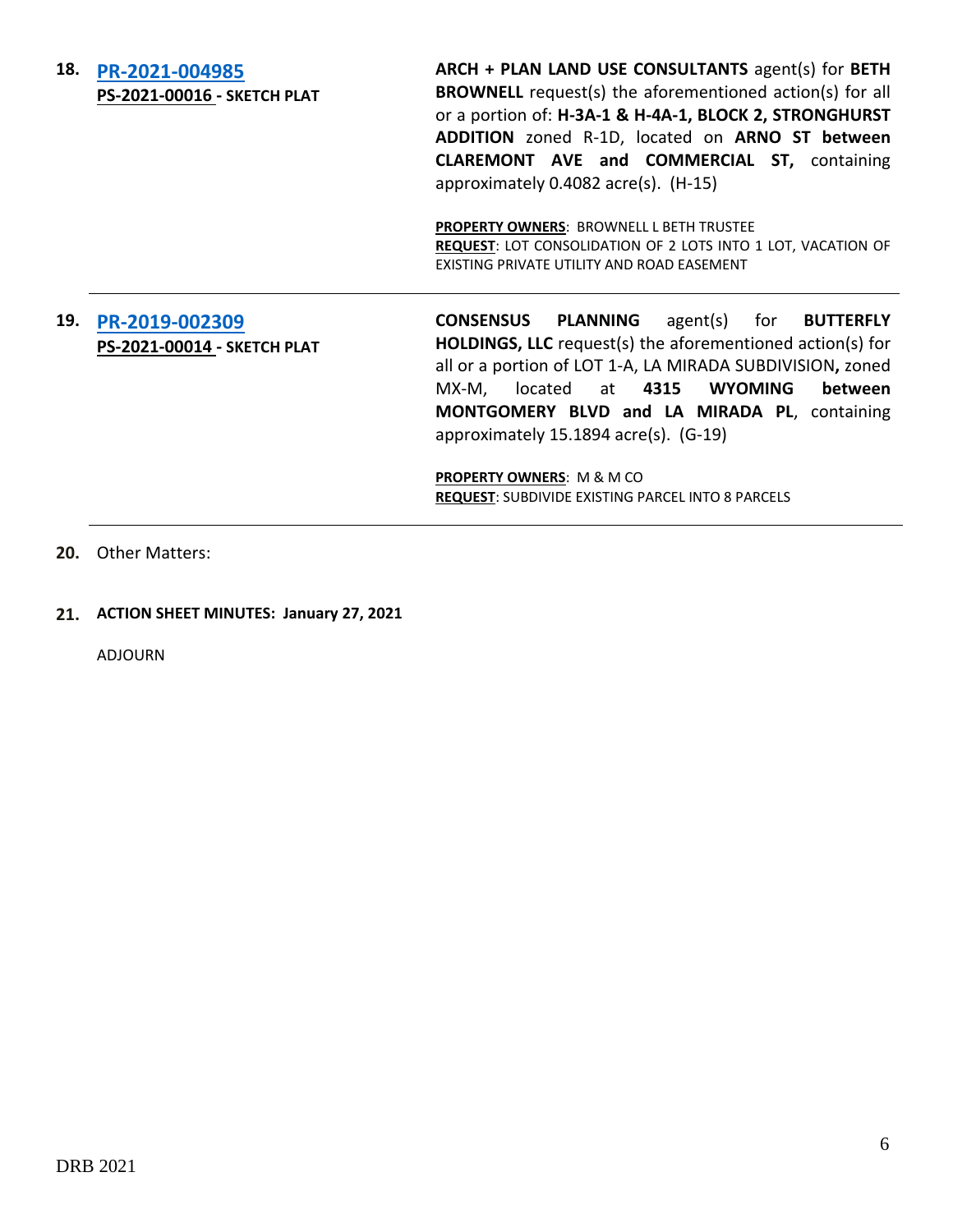**18.** **PR-2021-004985**
**PS-2021-00016 - SKETCH PLAT**

**ARCH + PLAN LAND USE CONSULTANTS** agent(s) for **BETH BROWNELL** request(s) the aforementioned action(s) for all or a portion of: **H-3A-1 & H-4A-1, BLOCK 2, STRONGHURST ADDITION** zoned R-1D, located on **ARNO ST between CLAREMONT AVE and COMMERCIAL ST,** containing approximately 0.4082 acre(s). (H-15)

**PROPERTY OWNERS**: BROWNELL L BETH TRUSTEE
**REQUEST**: LOT CONSOLIDATION OF 2 LOTS INTO 1 LOT, VACATION OF EXISTING PRIVATE UTILITY AND ROAD EASEMENT

---

**19.** **PR-2019-002309**
**PS-2021-00014 - SKETCH PLAT**

**CONSENSUS PLANNING** agent(s) for **BUTTERFLY HOLDINGS, LLC** request(s) the aforementioned action(s) for all or a portion of LOT 1-A, LA MIRADA SUBDIVISION**,** zoned MX-M, located at **4315 WYOMING between MONTGOMERY BLVD and LA MIRADA PL**, containing approximately 15.1894 acre(s). (G-19)

**PROPERTY OWNERS**: M & M CO
**REQUEST**: SUBDIVIDE EXISTING PARCEL INTO 8 PARCELS

---

**20.** Other Matters:

**21.** **ACTION SHEET MINUTES: January 27, 2021**

ADJOURN